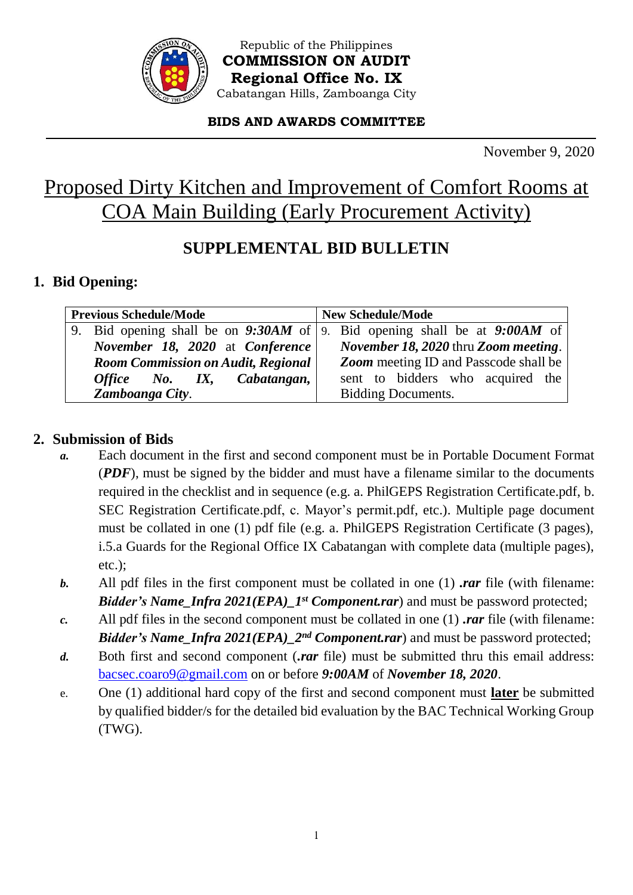Republic of the Philippines
**COMMISSION ON AUDIT**
**Regional Office No. IX**
Cabatangan Hills, Zamboanga City

**BIDS AND AWARDS COMMITTEE**

November 9, 2020

# Proposed Dirty Kitchen and Improvement of Comfort Rooms at COA Main Building (Early Procurement Activity)

## SUPPLEMENTAL BID BULLETIN

### 1. Bid Opening:

| Previous Schedule/Mode | New Schedule/Mode |
|---|---|
| 9. Bid opening shall be on ***9:30AM*** of ***November 18, 2020*** at ***Conference Room Commission on Audit, Regional Office No. IX, Cabatangan, Zamboanga City***. | 9. Bid opening shall be at ***9:00AM*** of ***November 18, 2020*** thru ***Zoom meeting***. ***Zoom*** meeting ID and Passcode shall be sent to bidders who acquired the Bidding Documents. |

### 2. Submission of Bids

***a.*** Each document in the first and second component must be in Portable Document Format (***PDF***), must be signed by the bidder and must have a filename similar to the documents required in the checklist and in sequence (e.g. a. PhilGEPS Registration Certificate.pdf, b. SEC Registration Certificate.pdf, c. Mayor's permit.pdf, etc.). Multiple page document must be collated in one (1) pdf file (e.g. a. PhilGEPS Registration Certificate (3 pages), i.5.a Guards for the Regional Office IX Cabatangan with complete data (multiple pages), etc.);

***b.*** All pdf files in the first component must be collated in one (1) ***.rar*** file (with filename: ***Bidder's Name_Infra 2021(EPA)_1st Component.rar***) and must be password protected;

***c.*** All pdf files in the second component must be collated in one (1) ***.rar*** file (with filename: ***Bidder's Name_Infra 2021(EPA)_2nd Component.rar***) and must be password protected;

***d.*** Both first and second component (***.rar*** file) must be submitted thru this email address: bacsec.coaro9@gmail.com on or before ***9:00AM*** of ***November 18, 2020***.

e. One (1) additional hard copy of the first and second component must **later** be submitted by qualified bidder/s for the detailed bid evaluation by the BAC Technical Working Group (TWG).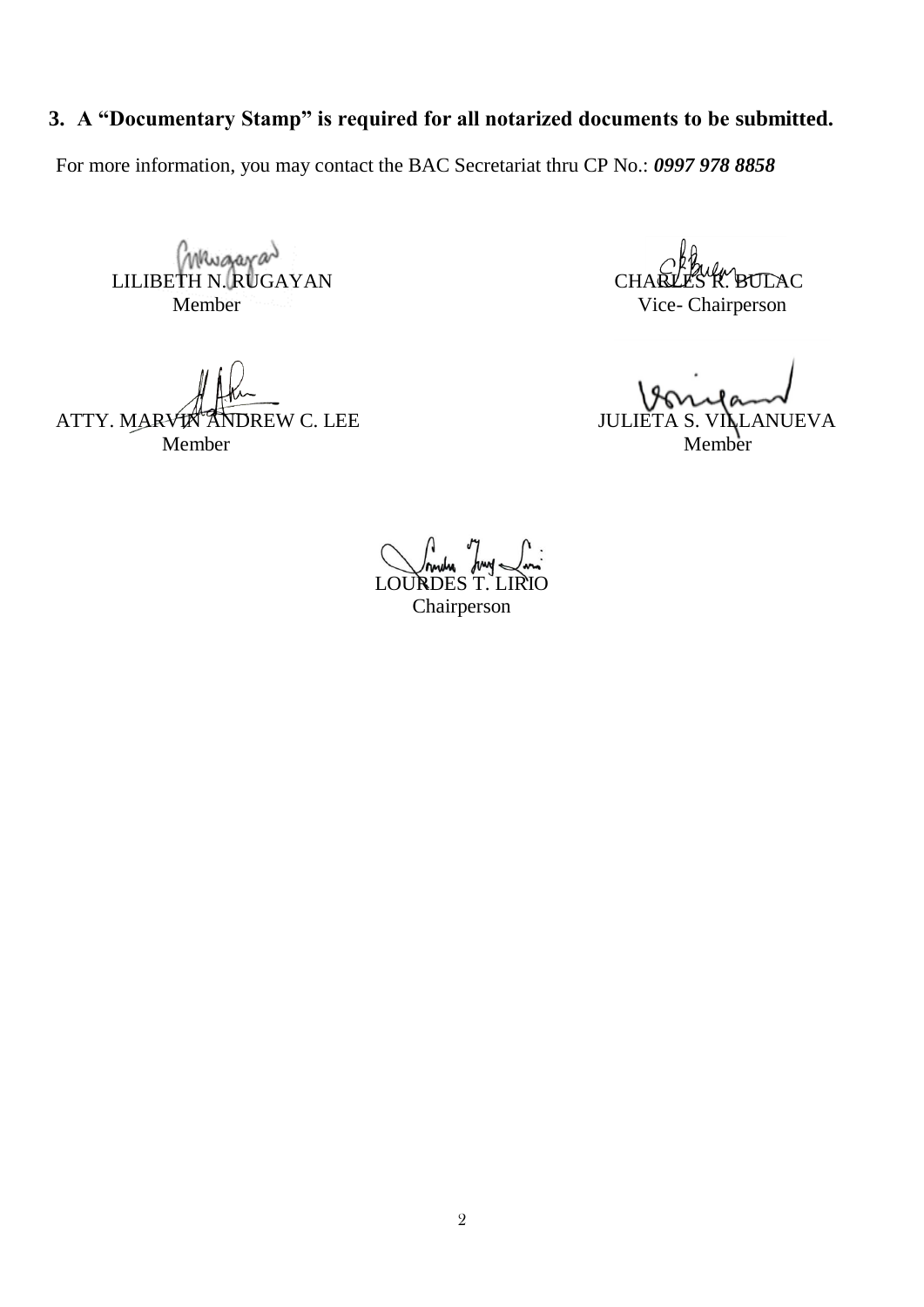**3. A "Documentary Stamp" is required for all notarized documents to be submitted.**

For more information, you may contact the BAC Secretariat thru CP No.: ***0997 978 8858***

LILIBETH N. RUGAYAN
Member

CHARLES R. BULAC
Vice- Chairperson

ATTY. MARVIN ANDREW C. LEE
Member

JULIETA S. VILLANUEVA
Member

LOURDES T. LIRIO
Chairperson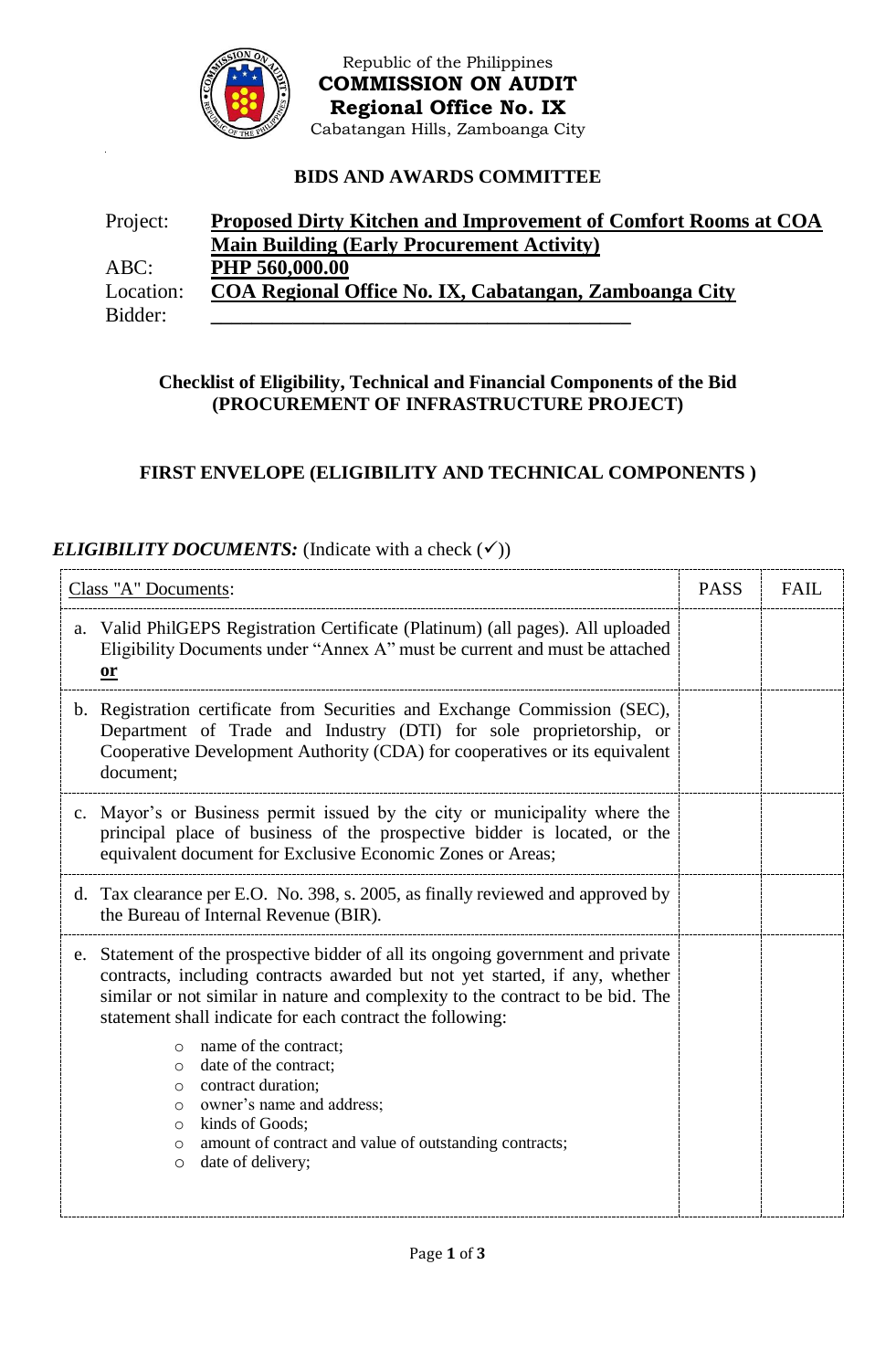Republic of the Philippines
**COMMISSION ON AUDIT**
**Regional Office No. IX**
Cabatangan Hills, Zamboanga City

## BIDS AND AWARDS COMMITTEE

Project: **Proposed Dirty Kitchen and Improvement of Comfort Rooms at COA Main Building (Early Procurement Activity)**
ABC: **PHP 560,000.00**
Location: **COA Regional Office No. IX, Cabatangan, Zamboanga City**
Bidder: ____________________________________________

### Checklist of Eligibility, Technical and Financial Components of the Bid (PROCUREMENT OF INFRASTRUCTURE PROJECT)

### FIRST ENVELOPE (ELIGIBILITY AND TECHNICAL COMPONENTS )

***ELIGIBILITY DOCUMENTS:*** (Indicate with a check (✓))

| Class "A" Documents: | PASS | FAIL |
|---|---|---|
| a. Valid PhilGEPS Registration Certificate (Platinum) (all pages). All uploaded Eligibility Documents under "Annex A" must be current and must be attached **or** | | |
| b. Registration certificate from Securities and Exchange Commission (SEC), Department of Trade and Industry (DTI) for sole proprietorship, or Cooperative Development Authority (CDA) for cooperatives or its equivalent document; | | |
| c. Mayor's or Business permit issued by the city or municipality where the principal place of business of the prospective bidder is located, or the equivalent document for Exclusive Economic Zones or Areas; | | |
| d. Tax clearance per E.O. No. 398, s. 2005, as finally reviewed and approved by the Bureau of Internal Revenue (BIR). | | |
| e. Statement of the prospective bidder of all its ongoing government and private contracts, including contracts awarded but not yet started, if any, whether similar or not similar in nature and complexity to the contract to be bid. The statement shall indicate for each contract the following: <br>○ name of the contract; <br>○ date of the contract; <br>○ contract duration; <br>○ owner's name and address; <br>○ kinds of Goods; <br>○ amount of contract and value of outstanding contracts; <br>○ date of delivery; | | |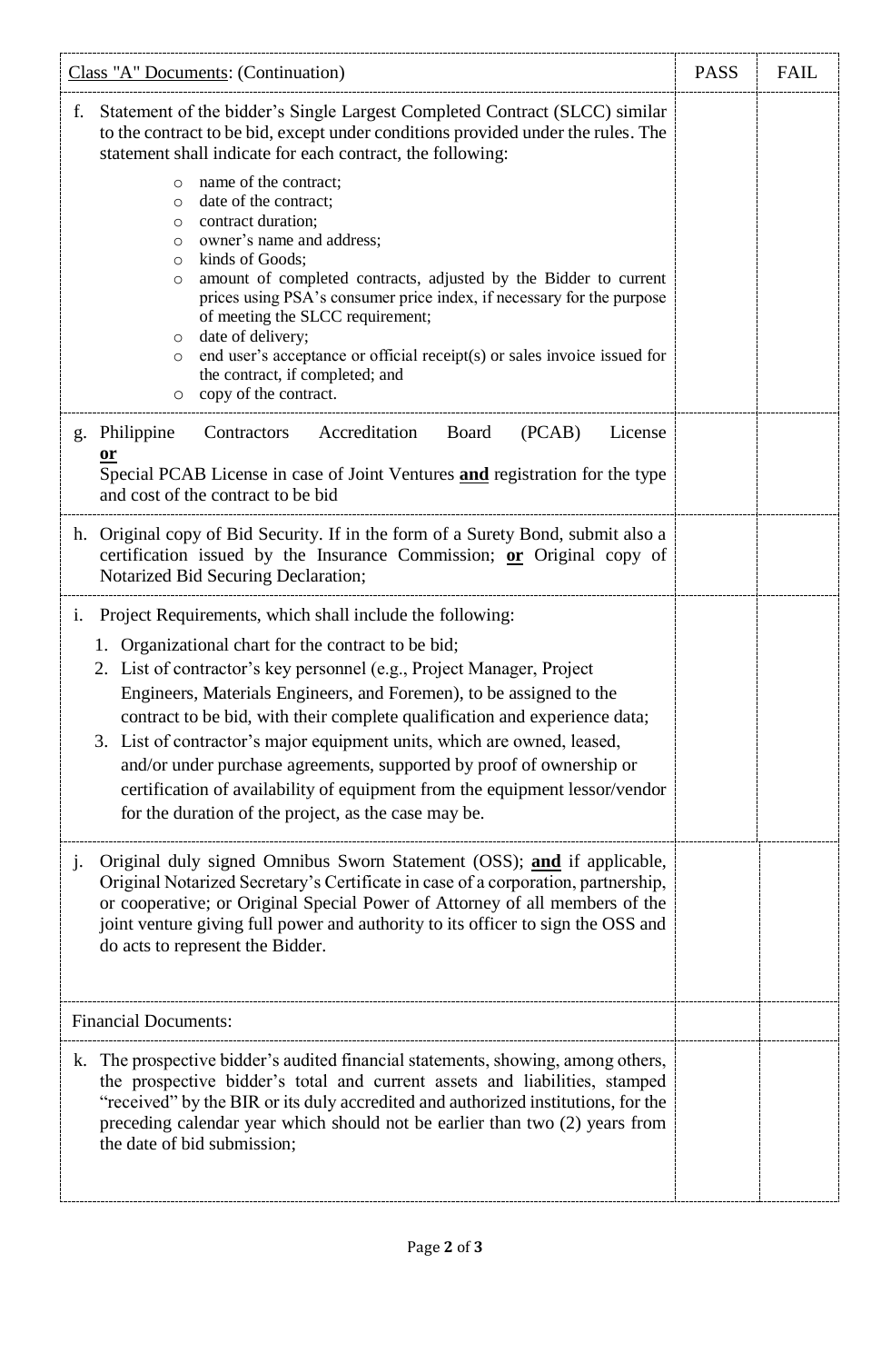| Class "A" Documents: (Continuation) | PASS | FAIL |
|---|---|---|
| f. Statement of the bidder's Single Largest Completed Contract (SLCC) similar to the contract to be bid, except under conditions provided under the rules. The statement shall indicate for each contract, the following:<br>○ name of the contract;<br>○ date of the contract;<br>○ contract duration;<br>○ owner's name and address;<br>○ kinds of Goods;<br>○ amount of completed contracts, adjusted by the Bidder to current prices using PSA's consumer price index, if necessary for the purpose of meeting the SLCC requirement;<br>○ date of delivery;<br>○ end user's acceptance or official receipt(s) or sales invoice issued for the contract, if completed; and<br>○ copy of the contract. | | |
| g. Philippine Contractors Accreditation Board (PCAB) License **or**<br>Special PCAB License in case of Joint Ventures **and** registration for the type and cost of the contract to be bid | | |
| h. Original copy of Bid Security. If in the form of a Surety Bond, submit also a certification issued by the Insurance Commission; **or** Original copy of Notarized Bid Securing Declaration; | | |
| i. Project Requirements, which shall include the following:<br>1. Organizational chart for the contract to be bid;<br>2. List of contractor's key personnel (e.g., Project Manager, Project Engineers, Materials Engineers, and Foremen), to be assigned to the contract to be bid, with their complete qualification and experience data;<br>3. List of contractor's major equipment units, which are owned, leased, and/or under purchase agreements, supported by proof of ownership or certification of availability of equipment from the equipment lessor/vendor for the duration of the project, as the case may be. | | |
| j. Original duly signed Omnibus Sworn Statement (OSS); **and** if applicable, Original Notarized Secretary's Certificate in case of a corporation, partnership, or cooperative; or Original Special Power of Attorney of all members of the joint venture giving full power and authority to its officer to sign the OSS and do acts to represent the Bidder. | | |
| Financial Documents: | | |
| k. The prospective bidder's audited financial statements, showing, among others, the prospective bidder's total and current assets and liabilities, stamped "received" by the BIR or its duly accredited and authorized institutions, for the preceding calendar year which should not be earlier than two (2) years from the date of bid submission; | | |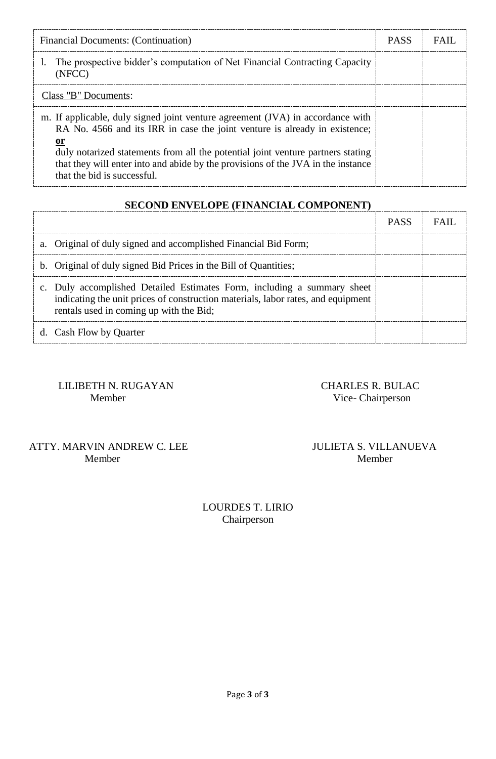| Financial Documents: (Continuation) | PASS | FAIL |
|---|---|---|
| l. The prospective bidder's computation of Net Financial Contracting Capacity (NFCC) | | |
| Class "B" Documents: | | |
| m. If applicable, duly signed joint venture agreement (JVA) in accordance with RA No. 4566 and its IRR in case the joint venture is already in existence; **or** duly notarized statements from all the potential joint venture partners stating that they will enter into and abide by the provisions of the JVA in the instance that the bid is successful. | | |

**SECOND ENVELOPE (FINANCIAL COMPONENT)**

| | PASS | FAIL |
|---|---|---|
| a. Original of duly signed and accomplished Financial Bid Form; | | |
| b. Original of duly signed Bid Prices in the Bill of Quantities; | | |
| c. Duly accomplished Detailed Estimates Form, including a summary sheet indicating the unit prices of construction materials, labor rates, and equipment rentals used in coming up with the Bid; | | |
| d. Cash Flow by Quarter | | |

LILIBETH N. RUGAYAN
Member

CHARLES R. BULAC
Vice- Chairperson

ATTY. MARVIN ANDREW C. LEE
Member

JULIETA S. VILLANUEVA
Member

LOURDES T. LIRIO
Chairperson